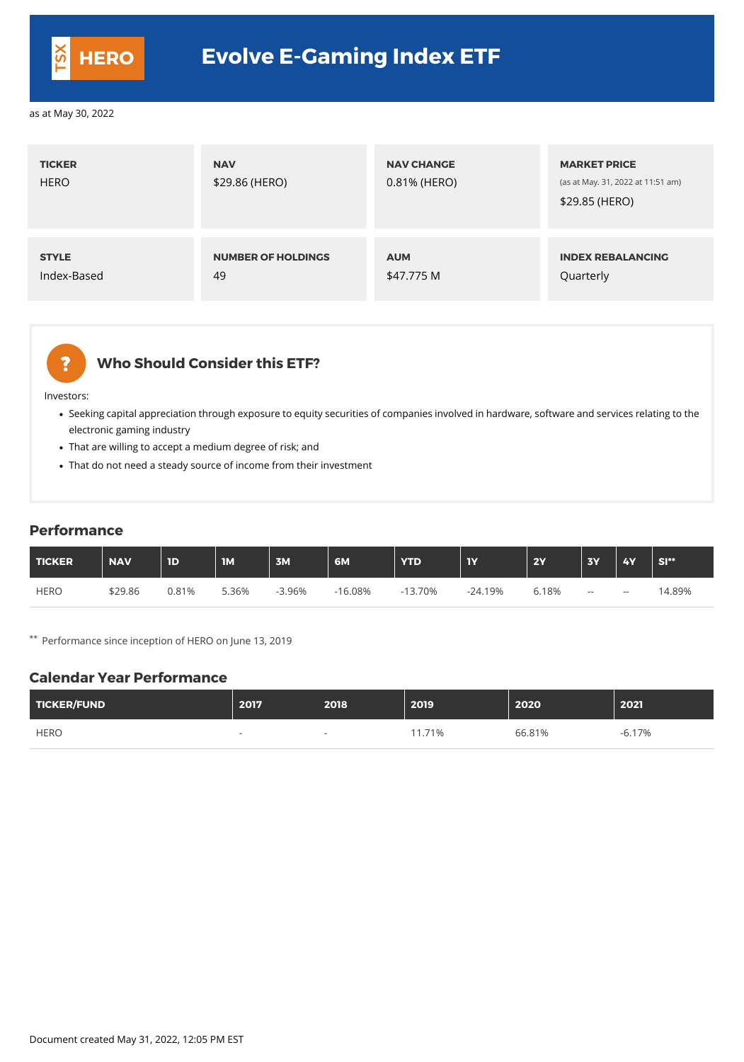# Evolve E-Gaming Index ETF

TSX HERO

as at May 30, 2022

| TICKER | NAV | NAV CHANGE | MARKET PRICE |
| --- | --- | --- | --- |
| HERO | $29.86 (HERO) | 0.81% (HERO) | (as at May. 31, 2022 at 11:51 am) $29.85 (HERO) |

| STYLE | NUMBER OF HOLDINGS | AUM | INDEX REBALANCING |
| --- | --- | --- | --- |
| Index-Based | 49 | $47.775 M | Quarterly |

## Who Should Consider this ETF?

Investors:

- Seeking capital appreciation through exposure to equity securities of companies involved in hardware, software and services relating to the electronic gaming industry
- That are willing to accept a medium degree of risk; and
- That do not need a steady source of income from their investment

## Performance

| TICKER | NAV | 1D | 1M | 3M | 6M | YTD | 1Y | 2Y | 3Y | 4Y | SI** |
| --- | --- | --- | --- | --- | --- | --- | --- | --- | --- | --- | --- |
| HERO | $29.86 | 0.81% | 5.36% | -3.96% | -16.08% | -13.70% | -24.19% | 6.18% | -- | -- | 14.89% |

** Performance since inception of HERO on June 13, 2019

## Calendar Year Performance

| TICKER/FUND | 2017 | 2018 | 2019 | 2020 | 2021 |
| --- | --- | --- | --- | --- | --- |
| HERO | - | - | 11.71% | 66.81% | -6.17% |

Document created May 31, 2022, 12:05 PM EST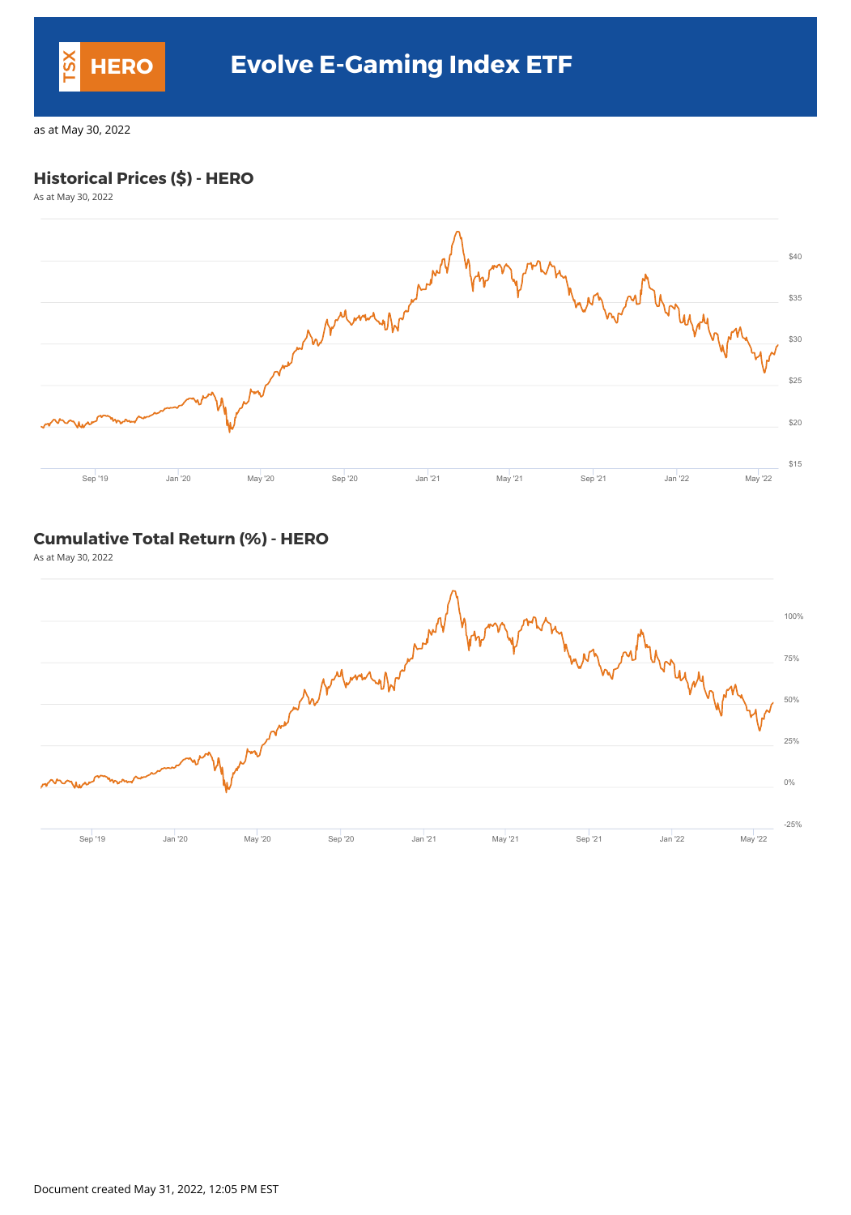# Evolve E-Gaming Index ETF

TSX HERO

as at May 30, 2022

## Historical Prices ($) - HERO

As at May 30, 2022

## Cumulative Total Return (%) - HERO

As at May 30, 2022

Document created May 31, 2022, 12:05 PM EST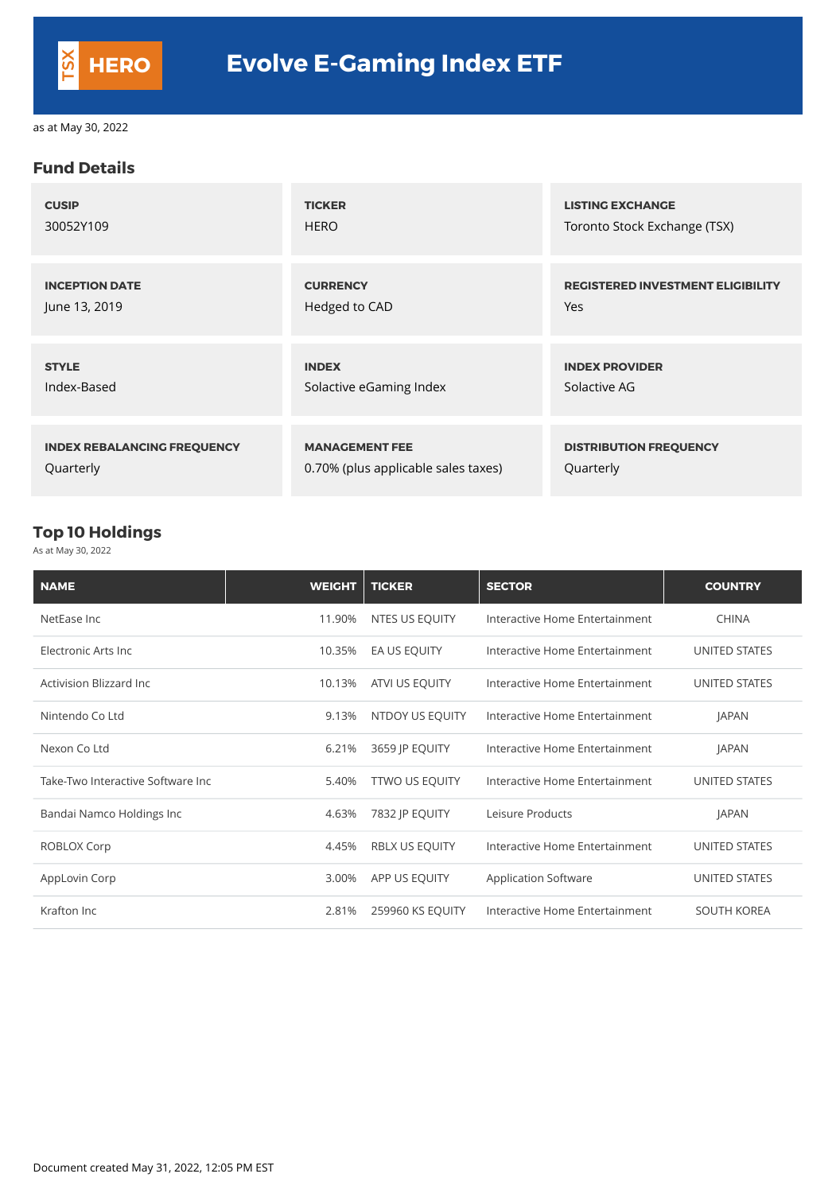TSX **HERO**

# Evolve E-Gaming Index ETF

as at May 30, 2022

## Fund Details

| | | |
|---|---|---|
| **CUSIP**<br>30052Y109 | **TICKER**<br>HERO | **LISTING EXCHANGE**<br>Toronto Stock Exchange (TSX) |
| **INCEPTION DATE**<br>June 13, 2019 | **CURRENCY**<br>Hedged to CAD | **REGISTERED INVESTMENT ELIGIBILITY**<br>Yes |
| **STYLE**<br>Index-Based | **INDEX**<br>Solactive eGaming Index | **INDEX PROVIDER**<br>Solactive AG |
| **INDEX REBALANCING FREQUENCY**<br>Quarterly | **MANAGEMENT FEE**<br>0.70% (plus applicable sales taxes) | **DISTRIBUTION FREQUENCY**<br>Quarterly |

## Top 10 Holdings

As at May 30, 2022

| NAME | WEIGHT | TICKER | SECTOR | COUNTRY |
|---|---|---|---|---|
| NetEase Inc | 11.90% | NTES US EQUITY | Interactive Home Entertainment | CHINA |
| Electronic Arts Inc | 10.35% | EA US EQUITY | Interactive Home Entertainment | UNITED STATES |
| Activision Blizzard Inc | 10.13% | ATVI US EQUITY | Interactive Home Entertainment | UNITED STATES |
| Nintendo Co Ltd | 9.13% | NTDOY US EQUITY | Interactive Home Entertainment | JAPAN |
| Nexon Co Ltd | 6.21% | 3659 JP EQUITY | Interactive Home Entertainment | JAPAN |
| Take-Two Interactive Software Inc | 5.40% | TTWO US EQUITY | Interactive Home Entertainment | UNITED STATES |
| Bandai Namco Holdings Inc | 4.63% | 7832 JP EQUITY | Leisure Products | JAPAN |
| ROBLOX Corp | 4.45% | RBLX US EQUITY | Interactive Home Entertainment | UNITED STATES |
| AppLovin Corp | 3.00% | APP US EQUITY | Application Software | UNITED STATES |
| Krafton Inc | 2.81% | 259960 KS EQUITY | Interactive Home Entertainment | SOUTH KOREA |

Document created May 31, 2022, 12:05 PM EST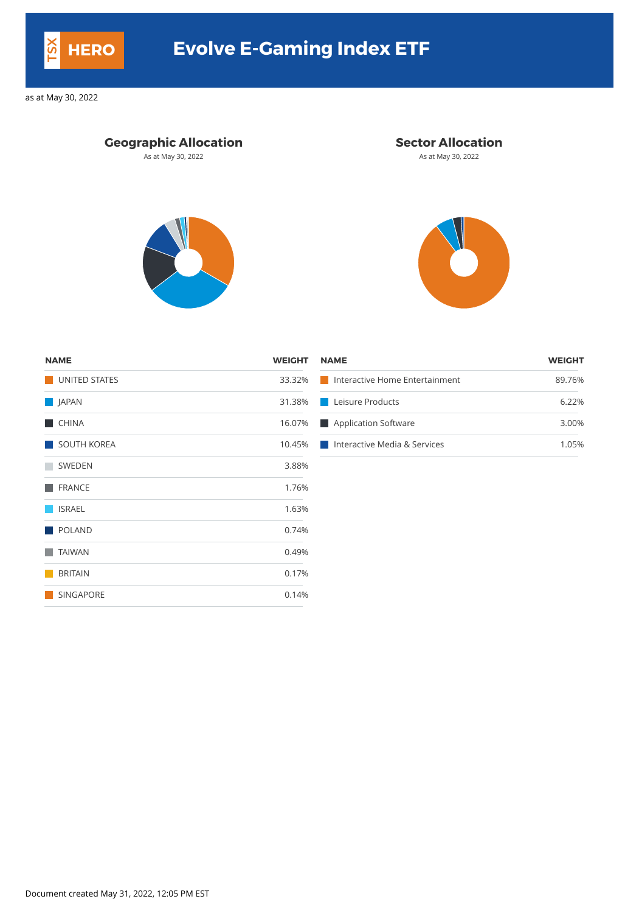# Evolve E-Gaming Index ETF

TSX HERO

as at May 30, 2022

## Geographic Allocation

As at May 30, 2022

| NAME | WEIGHT |
| --- | --- |
| UNITED STATES | 33.32% |
| JAPAN | 31.38% |
| CHINA | 16.07% |
| SOUTH KOREA | 10.45% |
| SWEDEN | 3.88% |
| FRANCE | 1.76% |
| ISRAEL | 1.63% |
| POLAND | 0.74% |
| TAIWAN | 0.49% |
| BRITAIN | 0.17% |
| SINGAPORE | 0.14% |

## Sector Allocation

As at May 30, 2022

| NAME | WEIGHT |
| --- | --- |
| Interactive Home Entertainment | 89.76% |
| Leisure Products | 6.22% |
| Application Software | 3.00% |
| Interactive Media & Services | 1.05% |

Document created May 31, 2022, 12:05 PM EST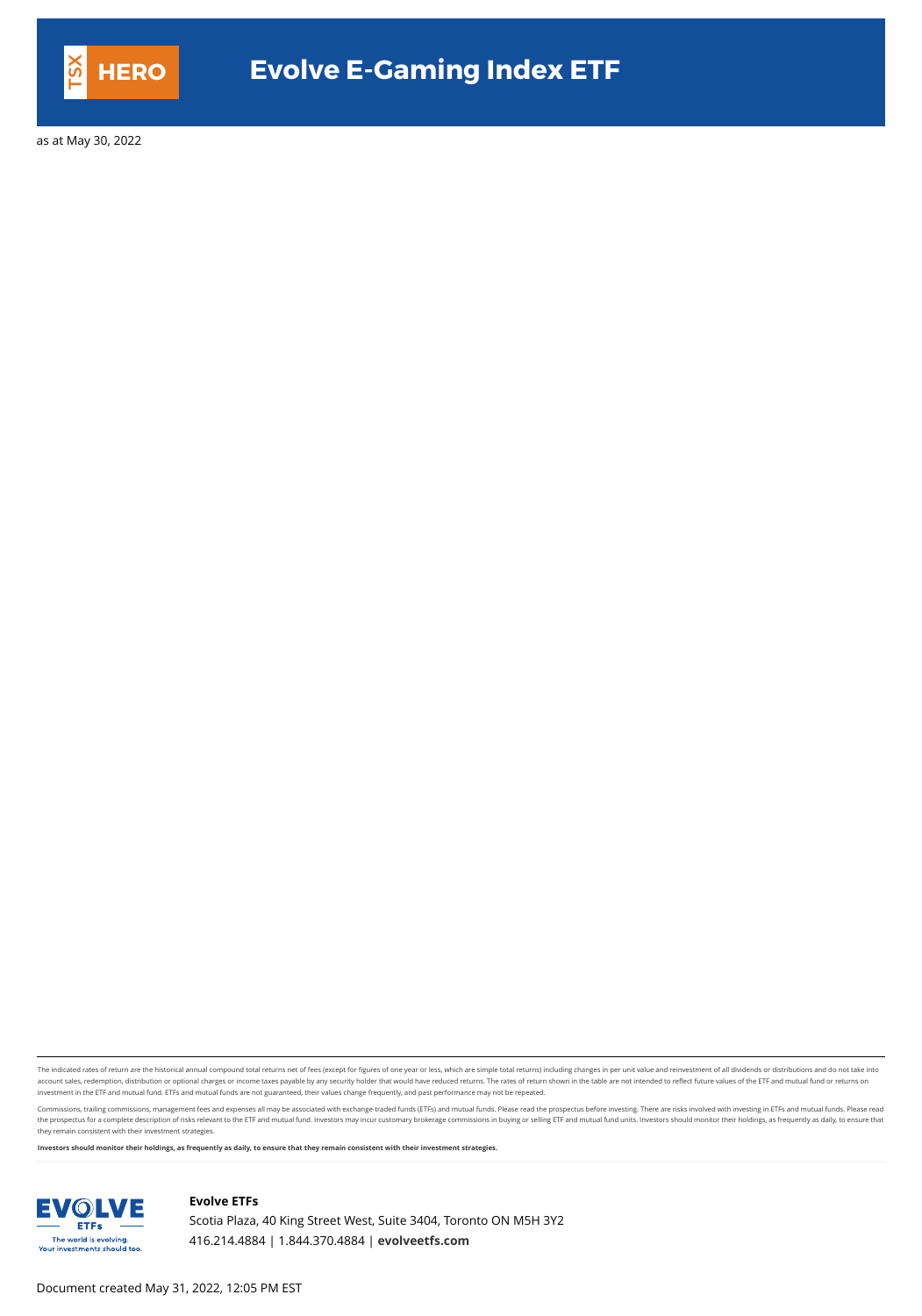# Evolve E-Gaming Index ETF

TSX HERO

as at May 30, 2022

The indicated rates of return are the historical annual compound total returns net of fees (except for figures of one year or less, which are simple total returns) including changes in per unit value and reinvestment of all dividends or distributions and do not take into account sales, redemption, distribution or optional charges or income taxes payable by any security holder that would have reduced returns. The rates of return shown in the table are not intended to reflect future values of the ETF and mutual fund or returns on investment in the ETF and mutual fund. ETFs and mutual funds are not guaranteed, their values change frequently, and past performance may not be repeated.

Commissions, trailing commissions, management fees and expenses all may be associated with exchange-traded funds (ETFs) and mutual funds. Please read the prospectus before investing. There are risks involved with investing in ETFs and mutual funds. Please read the prospectus for a complete description of risks relevant to the ETF and mutual fund. Investors may incur customary brokerage commissions in buying or selling ETF and mutual fund units. Investors should monitor their holdings, as frequently as daily, to ensure that they remain consistent with their investment strategies.

**Investors should monitor their holdings, as frequently as daily, to ensure that they remain consistent with their investment strategies.**

EVOLVE ETFs
The world is evolving. Your investments should too.

**Evolve ETFs**

Scotia Plaza, 40 King Street West, Suite 3404, Toronto ON M5H 3Y2

416.214.4884 | 1.844.370.4884 | **evolveetfs.com**

Document created May 31, 2022, 12:05 PM EST